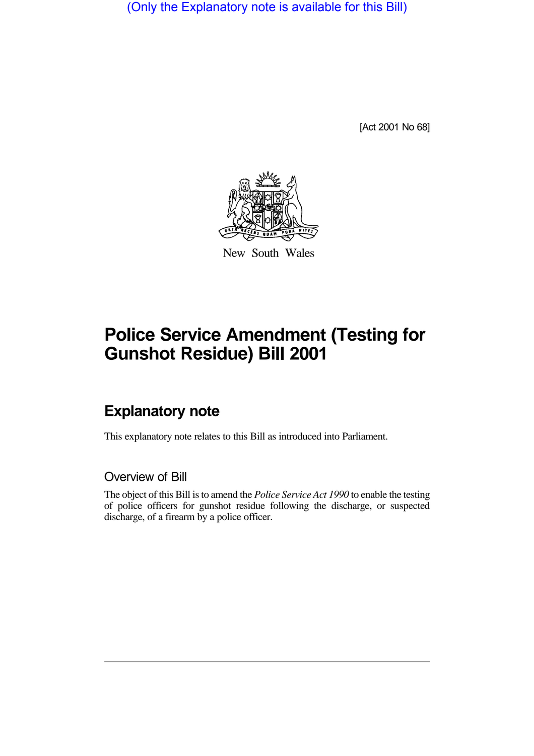(Only the Explanatory note is available for this Bill)

[Act 2001 No 68]

New South Wales

# Police Service Amendment (Testing for Gunshot Residue) Bill 2001

## Explanatory note

This explanatory note relates to this Bill as introduced into Parliament.

### Overview of Bill

The object of this Bill is to amend the *Police Service Act 1990* to enable the testing of police officers for gunshot residue following the discharge, or suspected discharge, of a firearm by a police officer.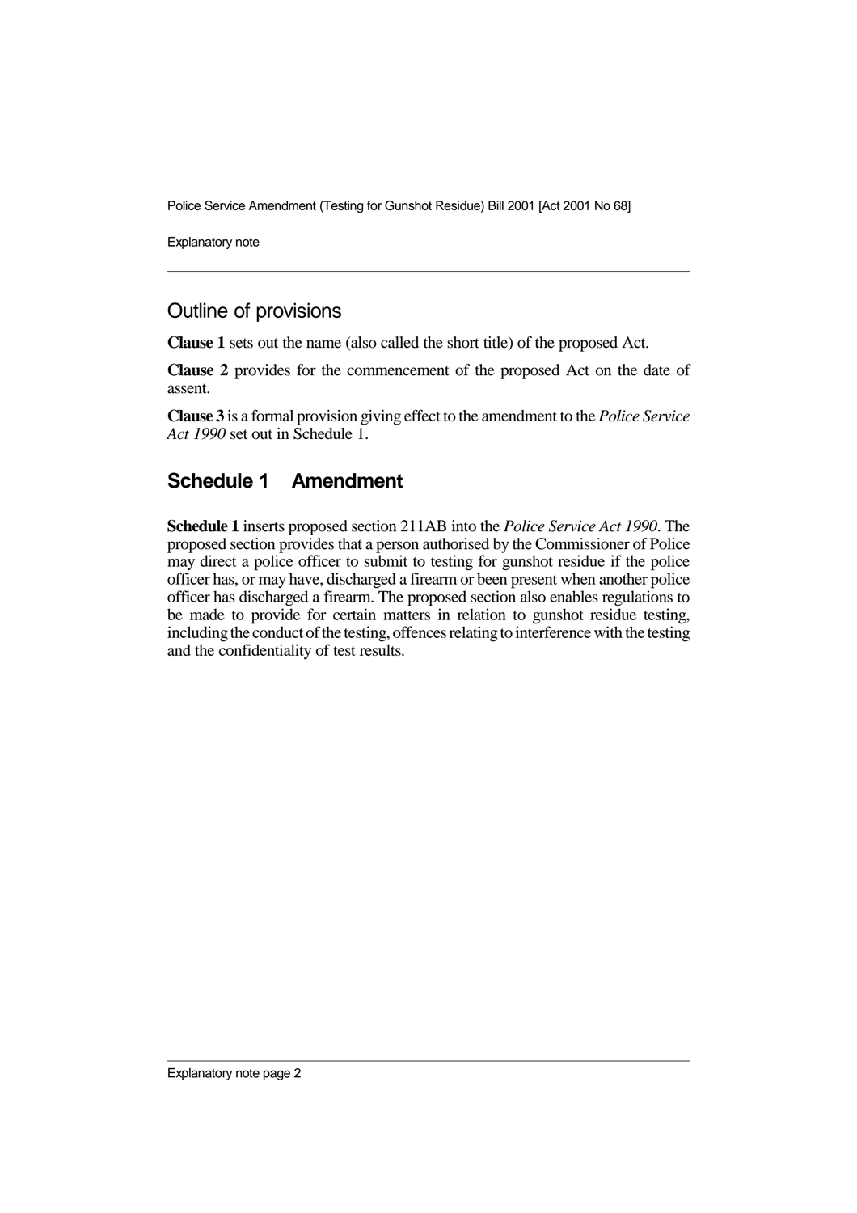## Outline of provisions

**Clause 1** sets out the name (also called the short title) of the proposed Act.

**Clause 2** provides for the commencement of the proposed Act on the date of assent.

**Clause 3** is a formal provision giving effect to the amendment to the *Police Service Act 1990* set out in Schedule 1.

## Schedule 1 Amendment

**Schedule 1** inserts proposed section 211AB into the *Police Service Act 1990*. The proposed section provides that a person authorised by the Commissioner of Police may direct a police officer to submit to testing for gunshot residue if the police officer has, or may have, discharged a firearm or been present when another police officer has discharged a firearm. The proposed section also enables regulations to be made to provide for certain matters in relation to gunshot residue testing, including the conduct of the testing, offences relating to interference with the testing and the confidentiality of test results.